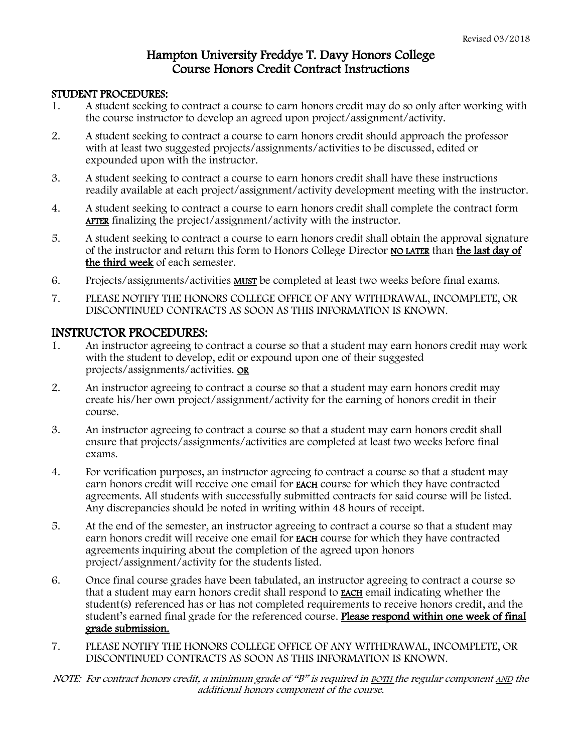Revised 03/2018

# Hampton University Freddye T. Davy Honors College
# Course Honors Credit Contract Instructions

## STUDENT PROCEDURES:

1. A student seeking to contract a course to earn honors credit may do so only after working with the course instructor to develop an agreed upon project/assignment/activity.
2. A student seeking to contract a course to earn honors credit should approach the professor with at least two suggested projects/assignments/activities to be discussed, edited or expounded upon with the instructor.
3. A student seeking to contract a course to earn honors credit shall have these instructions readily available at each project/assignment/activity development meeting with the instructor.
4. A student seeking to contract a course to earn honors credit shall complete the contract form **AFTER** finalizing the project/assignment/activity with the instructor.
5. A student seeking to contract a course to earn honors credit shall obtain the approval signature of the instructor and return this form to Honors College Director **NO LATER** than **the last day of the third week** of each semester.
6. Projects/assignments/activities **MUST** be completed at least two weeks before final exams.
7. PLEASE NOTIFY THE HONORS COLLEGE OFFICE OF ANY WITHDRAWAL, INCOMPLETE, OR DISCONTINUED CONTRACTS AS SOON AS THIS INFORMATION IS KNOWN.

## INSTRUCTOR PROCEDURES:

1. An instructor agreeing to contract a course so that a student may earn honors credit may work with the student to develop, edit or expound upon one of their suggested projects/assignments/activities. **OR**
2. An instructor agreeing to contract a course so that a student may earn honors credit may create his/her own project/assignment/activity for the earning of honors credit in their course.
3. An instructor agreeing to contract a course so that a student may earn honors credit shall ensure that projects/assignments/activities are completed at least two weeks before final exams.
4. For verification purposes, an instructor agreeing to contract a course so that a student may earn honors credit will receive one email for **EACH** course for which they have contracted agreements. All students with successfully submitted contracts for said course will be listed. Any discrepancies should be noted in writing within 48 hours of receipt.
5. At the end of the semester, an instructor agreeing to contract a course so that a student may earn honors credit will receive one email for **EACH** course for which they have contracted agreements inquiring about the completion of the agreed upon honors project/assignment/activity for the students listed.
6. Once final course grades have been tabulated, an instructor agreeing to contract a course so that a student may earn honors credit shall respond to **EACH** email indicating whether the student(s) referenced has or has not completed requirements to receive honors credit, and the student's earned final grade for the referenced course. **Please respond within one week of final grade submission.**
7. PLEASE NOTIFY THE HONORS COLLEGE OFFICE OF ANY WITHDRAWAL, INCOMPLETE, OR DISCONTINUED CONTRACTS AS SOON AS THIS INFORMATION IS KNOWN.

*NOTE: For contract honors credit, a minimum grade of "B" is required in BOTH the regular component AND the additional honors component of the course.*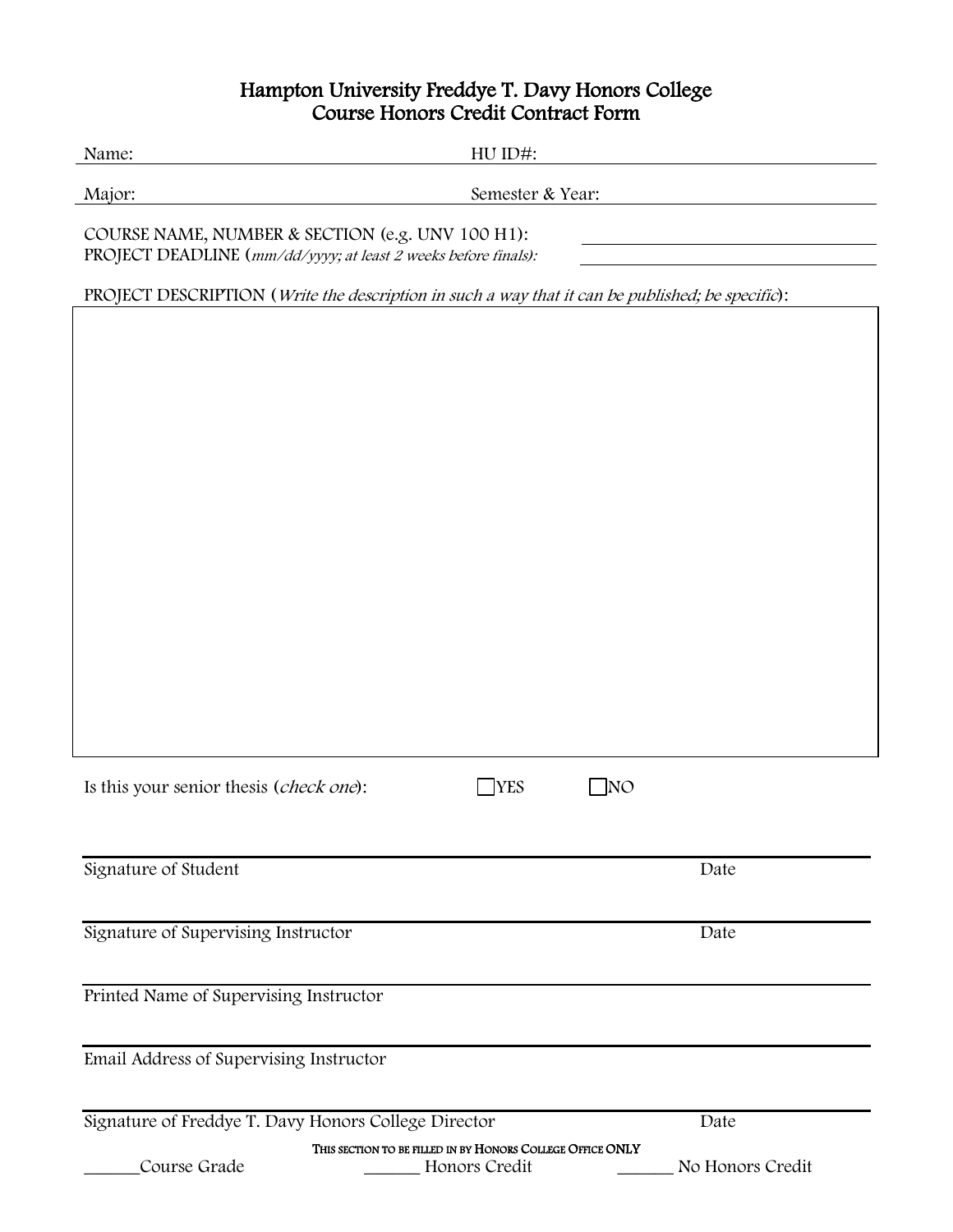# Hampton University Freddye T. Davy Honors College
## Course Honors Credit Contract Form

Name: \_\_\_\_\_\_\_\_\_\_\_\_\_\_\_\_\_\_\_\_ HU ID#: \_\_\_\_\_\_\_\_\_\_\_\_\_\_\_\_\_\_\_\_

Major: \_\_\_\_\_\_\_\_\_\_\_\_\_\_\_\_\_\_\_\_ Semester & Year: \_\_\_\_\_\_\_\_\_\_\_\_\_\_\_\_\_\_\_\_

COURSE NAME, NUMBER & SECTION (e.g. UNV 100 H1): \_\_\_\_\_\_\_\_\_\_\_\_\_\_\_\_\_\_\_\_

PROJECT DEADLINE (*mm/dd/yyyy; at least 2 weeks before finals):* \_\_\_\_\_\_\_\_\_\_\_\_\_\_\_\_\_\_\_\_

PROJECT DESCRIPTION (*Write the description in such a way that it can be published; be specific*):

Is this your senior thesis (*check one*): ☐ YES ☐ NO

\_\_\_\_\_\_\_\_\_\_\_\_\_\_\_\_\_\_\_\_\_\_\_\_\_\_\_\_\_\_\_\_\_\_\_\_\_\_\_\_

Signature of Student | Date

\_\_\_\_\_\_\_\_\_\_\_\_\_\_\_\_\_\_\_\_\_\_\_\_\_\_\_\_\_\_\_\_\_\_\_\_\_\_\_\_

Signature of Supervising Instructor | Date

\_\_\_\_\_\_\_\_\_\_\_\_\_\_\_\_\_\_\_\_\_\_\_\_\_\_\_\_\_\_\_\_\_\_\_\_\_\_\_\_

Printed Name of Supervising Instructor

\_\_\_\_\_\_\_\_\_\_\_\_\_\_\_\_\_\_\_\_\_\_\_\_\_\_\_\_\_\_\_\_\_\_\_\_\_\_\_\_

Email Address of Supervising Instructor

\_\_\_\_\_\_\_\_\_\_\_\_\_\_\_\_\_\_\_\_\_\_\_\_\_\_\_\_\_\_\_\_\_\_\_\_\_\_\_\_

Signature of Freddye T. Davy Honors College Director | Date

THIS SECTION TO BE FILLED IN BY HONORS COLLEGE OFFICE ONLY

\_\_\_\_\_\_ Course Grade \_\_\_\_\_\_ Honors Credit \_\_\_\_\_\_ No Honors Credit